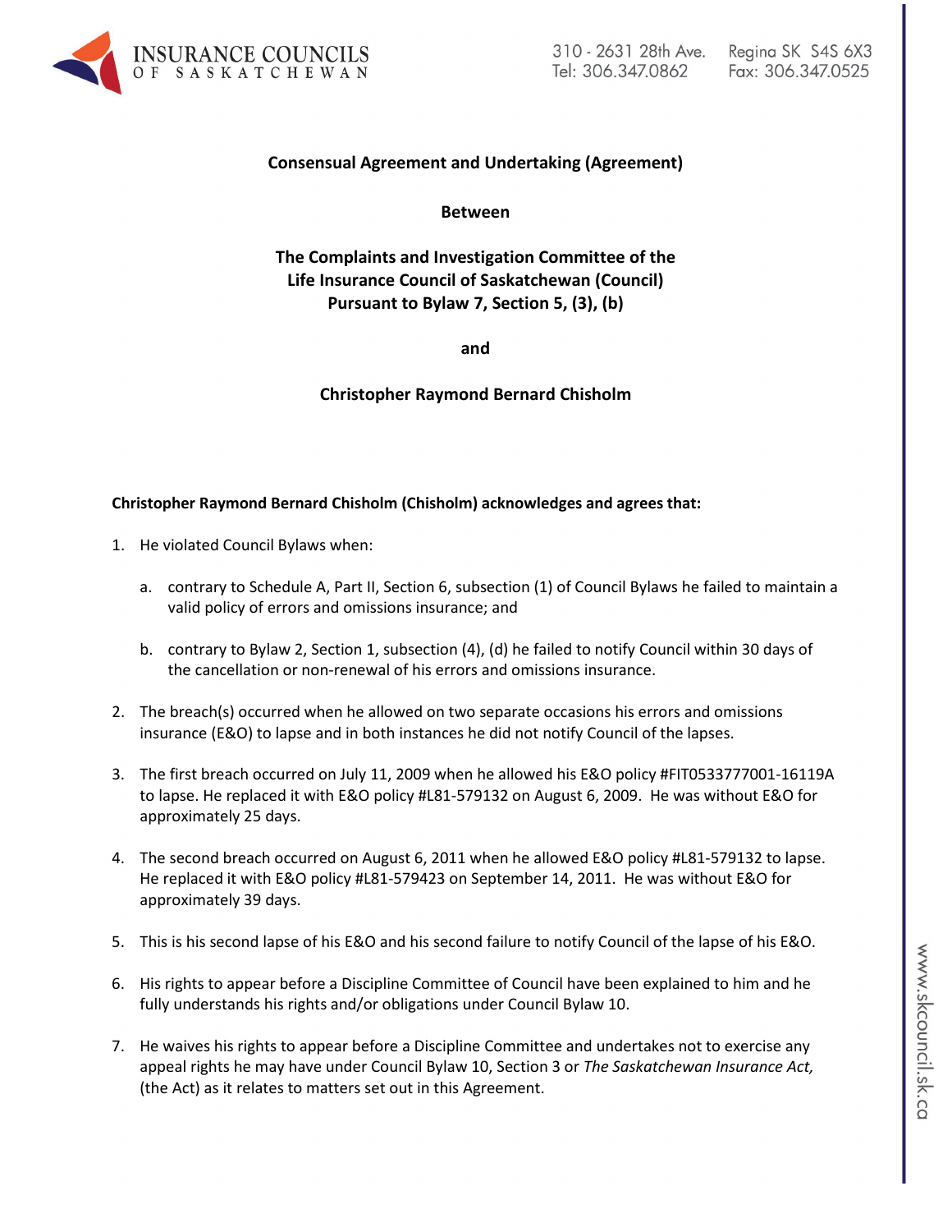INSURANCE COUNCILS OF SASKATCHEWAN

310 - 2631 28th Ave. Regina SK S4S 6X3
Tel: 306.347.0862 Fax: 306.347.0525

**Consensual Agreement and Undertaking (Agreement)**

**Between**

**The Complaints and Investigation Committee of the Life Insurance Council of Saskatchewan (Council) Pursuant to Bylaw 7, Section 5, (3), (b)**

**and**

**Christopher Raymond Bernard Chisholm**

**Christopher Raymond Bernard Chisholm (Chisholm) acknowledges and agrees that:**

1. He violated Council Bylaws when:

   a. contrary to Schedule A, Part II, Section 6, subsection (1) of Council Bylaws he failed to maintain a valid policy of errors and omissions insurance; and

   b. contrary to Bylaw 2, Section 1, subsection (4), (d) he failed to notify Council within 30 days of the cancellation or non-renewal of his errors and omissions insurance.

2. The breach(s) occurred when he allowed on two separate occasions his errors and omissions insurance (E&O) to lapse and in both instances he did not notify Council of the lapses.

3. The first breach occurred on July 11, 2009 when he allowed his E&O policy #FIT0533777001-16119A to lapse. He replaced it with E&O policy #L81-579132 on August 6, 2009. He was without E&O for approximately 25 days.

4. The second breach occurred on August 6, 2011 when he allowed E&O policy #L81-579132 to lapse. He replaced it with E&O policy #L81-579423 on September 14, 2011. He was without E&O for approximately 39 days.

5. This is his second lapse of his E&O and his second failure to notify Council of the lapse of his E&O.

6. His rights to appear before a Discipline Committee of Council have been explained to him and he fully understands his rights and/or obligations under Council Bylaw 10.

7. He waives his rights to appear before a Discipline Committee and undertakes not to exercise any appeal rights he may have under Council Bylaw 10, Section 3 or *The Saskatchewan Insurance Act,* (the Act) as it relates to matters set out in this Agreement.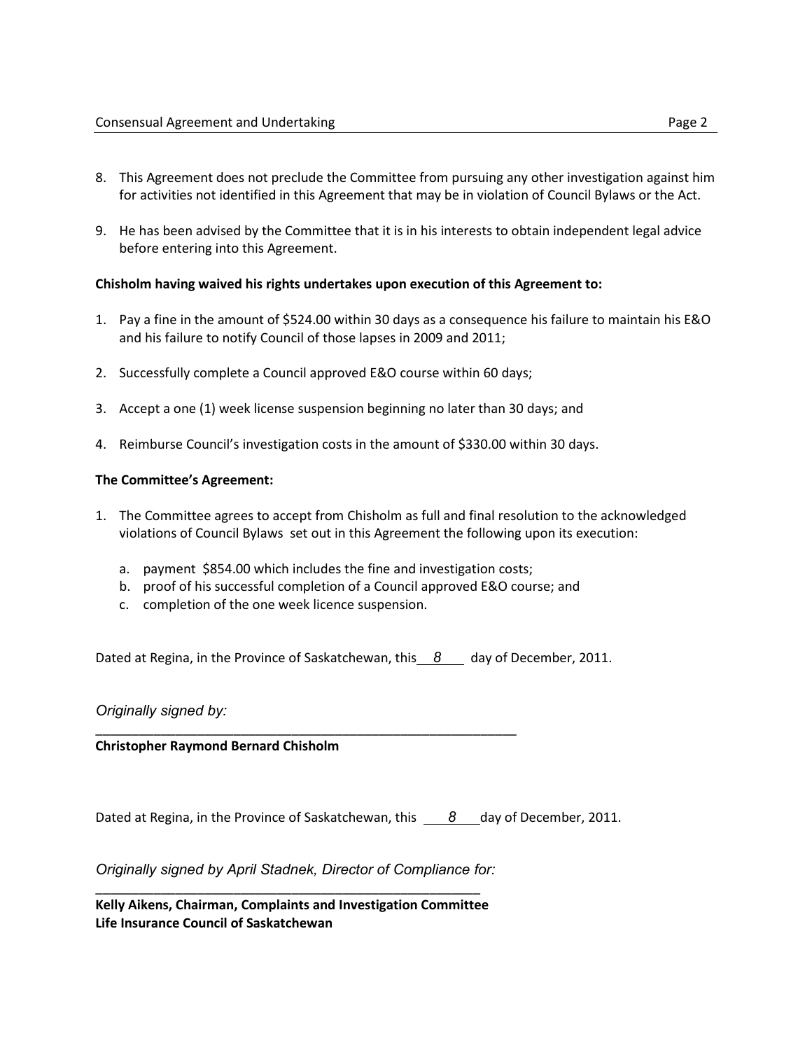8. This Agreement does not preclude the Committee from pursuing any other investigation against him for activities not identified in this Agreement that may be in violation of Council Bylaws or the Act.

9. He has been advised by the Committee that it is in his interests to obtain independent legal advice before entering into this Agreement.

**Chisholm having waived his rights undertakes upon execution of this Agreement to:**

1. Pay a fine in the amount of $524.00 within 30 days as a consequence his failure to maintain his E&O and his failure to notify Council of those lapses in 2009 and 2011;

2. Successfully complete a Council approved E&O course within 60 days;

3. Accept a one (1) week license suspension beginning no later than 30 days; and

4. Reimburse Council's investigation costs in the amount of $330.00 within 30 days.

**The Committee's Agreement:**

1. The Committee agrees to accept from Chisholm as full and final resolution to the acknowledged violations of Council Bylaws set out in this Agreement the following upon its execution:

   a. payment $854.00 which includes the fine and investigation costs;
   b. proof of his successful completion of a Council approved E&O course; and
   c. completion of the one week licence suspension.

Dated at Regina, in the Province of Saskatchewan, this *8* day of December, 2011.

*Originally signed by:*

______________________________________________________

**Christopher Raymond Bernard Chisholm**

Dated at Regina, in the Province of Saskatchewan, this *8* day of December, 2011.

*Originally signed by April Stadnek, Director of Compliance for:*

______________________________________________________

**Kelly Aikens, Chairman, Complaints and Investigation Committee**
**Life Insurance Council of Saskatchewan**